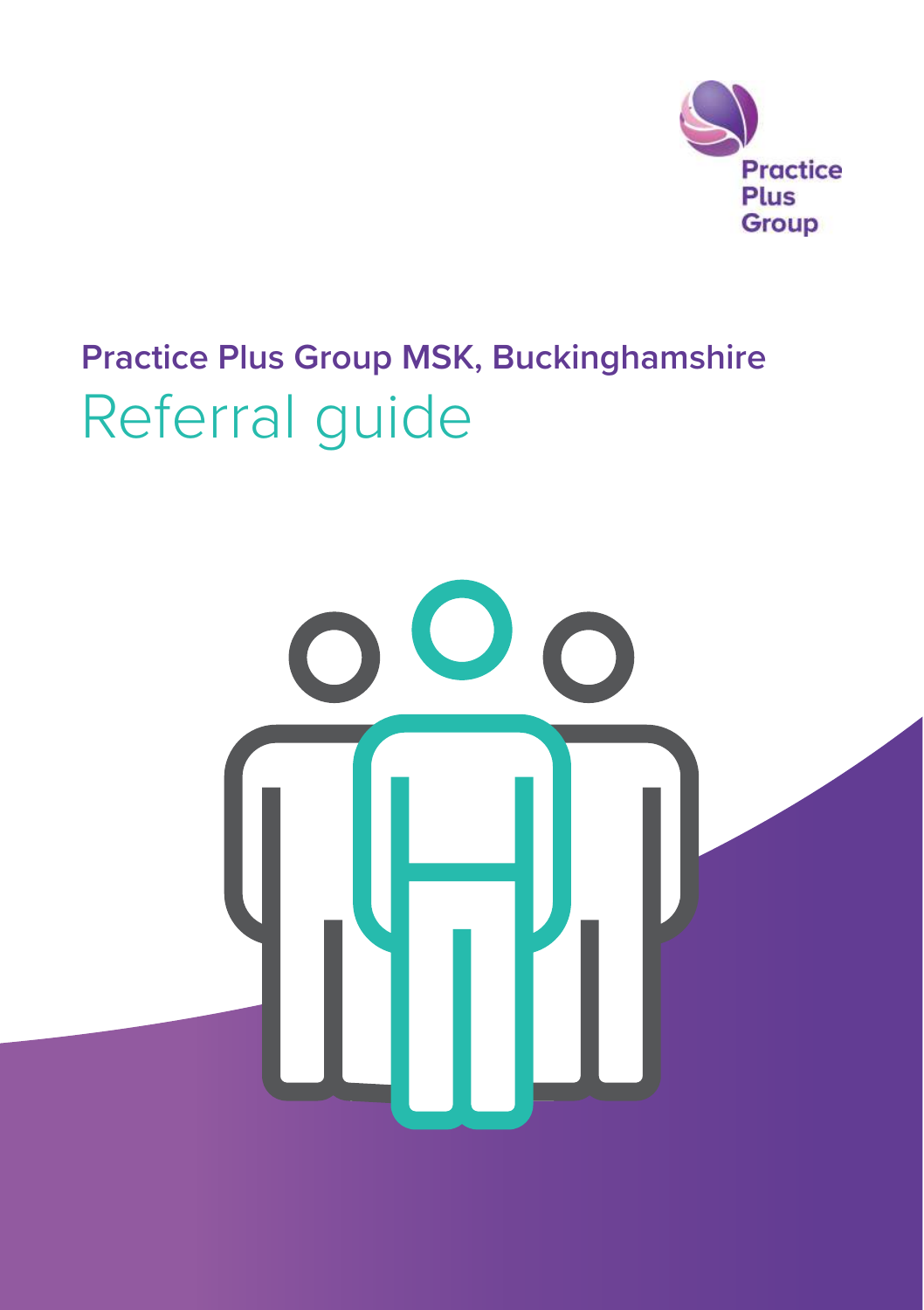Practice Plus Group

## Practice Plus Group MSK, Buckinghamshire

# Referral guide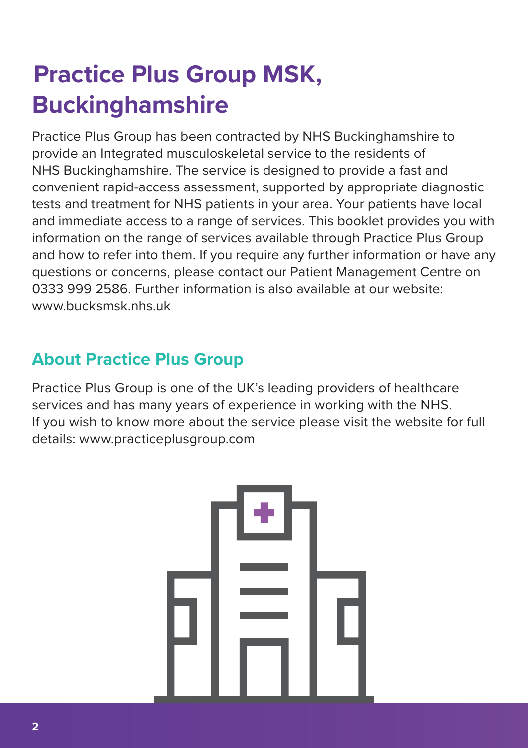# Practice Plus Group MSK, Buckinghamshire

Practice Plus Group has been contracted by NHS Buckinghamshire to provide an Integrated musculoskeletal service to the residents of NHS Buckinghamshire. The service is designed to provide a fast and convenient rapid-access assessment, supported by appropriate diagnostic tests and treatment for NHS patients in your area. Your patients have local and immediate access to a range of services. This booklet provides you with information on the range of services available through Practice Plus Group and how to refer into them. If you require any further information or have any questions or concerns, please contact our Patient Management Centre on 0333 999 2586. Further information is also available at our website: www.bucksmsk.nhs.uk

## About Practice Plus Group

Practice Plus Group is one of the UK's leading providers of healthcare services and has many years of experience in working with the NHS. If you wish to know more about the service please visit the website for full details: www.practiceplusgroup.com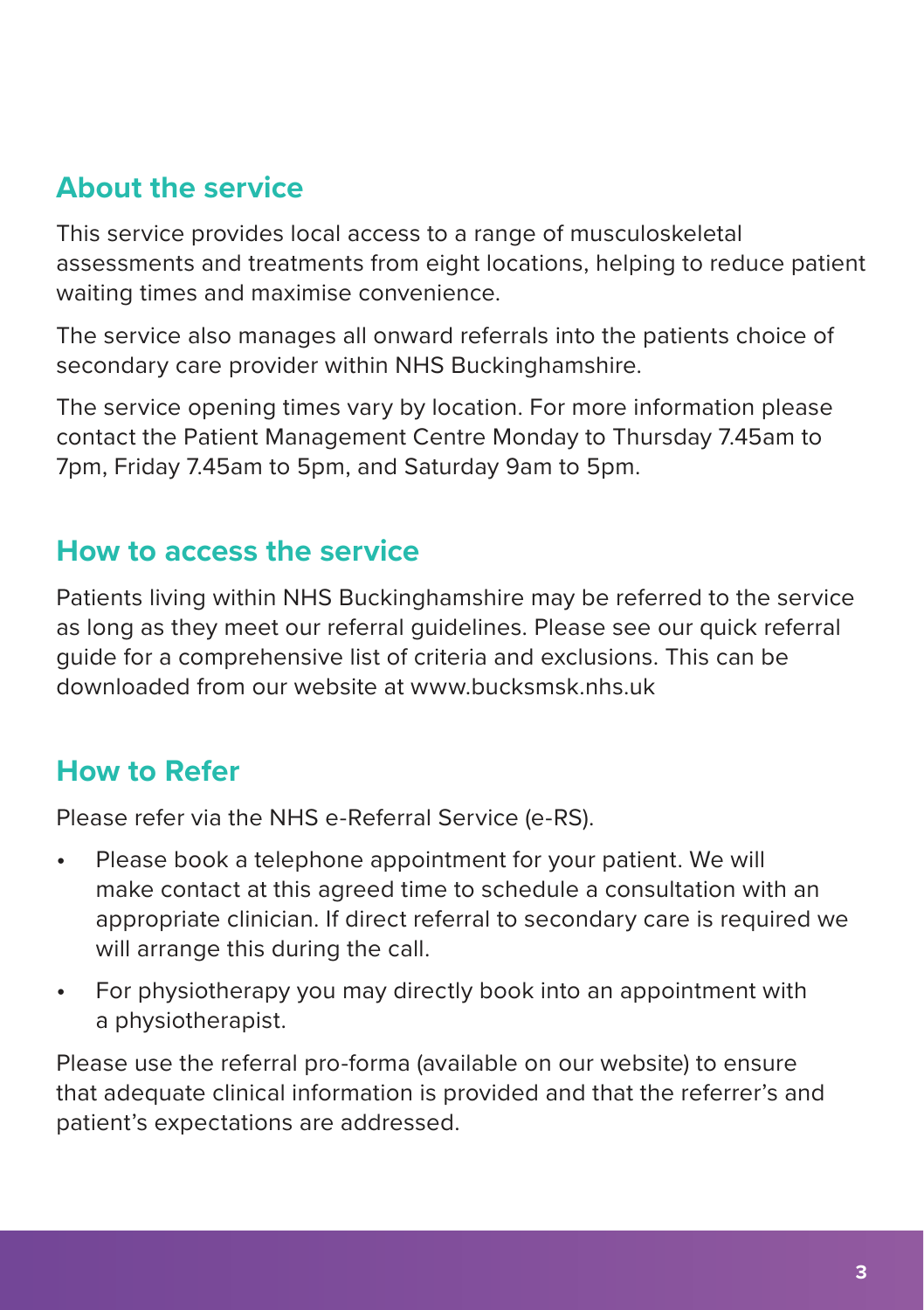## About the service

This service provides local access to a range of musculoskeletal assessments and treatments from eight locations, helping to reduce patient waiting times and maximise convenience.

The service also manages all onward referrals into the patients choice of secondary care provider within NHS Buckinghamshire.

The service opening times vary by location. For more information please contact the Patient Management Centre Monday to Thursday 7.45am to 7pm, Friday 7.45am to 5pm, and Saturday 9am to 5pm.

## How to access the service

Patients living within NHS Buckinghamshire may be referred to the service as long as they meet our referral guidelines. Please see our quick referral guide for a comprehensive list of criteria and exclusions. This can be downloaded from our website at www.bucksmsk.nhs.uk

## How to Refer

Please refer via the NHS e-Referral Service (e-RS).

- Please book a telephone appointment for your patient. We will make contact at this agreed time to schedule a consultation with an appropriate clinician. If direct referral to secondary care is required we will arrange this during the call.
- For physiotherapy you may directly book into an appointment with a physiotherapist.

Please use the referral pro-forma (available on our website) to ensure that adequate clinical information is provided and that the referrer's and patient's expectations are addressed.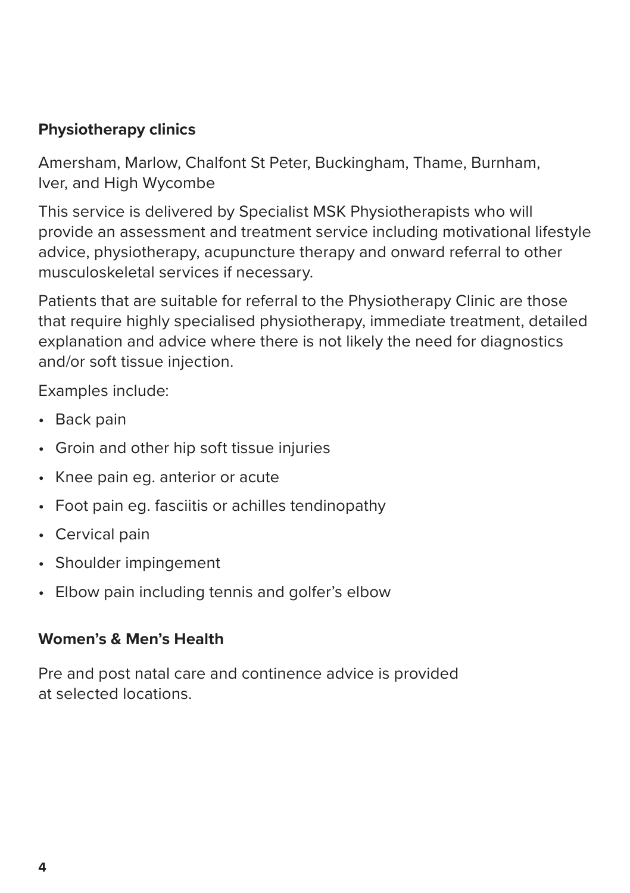## Physiotherapy clinics

Amersham, Marlow, Chalfont St Peter, Buckingham, Thame, Burnham, Iver, and High Wycombe

This service is delivered by Specialist MSK Physiotherapists who will provide an assessment and treatment service including motivational lifestyle advice, physiotherapy, acupuncture therapy and onward referral to other musculoskeletal services if necessary.

Patients that are suitable for referral to the Physiotherapy Clinic are those that require highly specialised physiotherapy, immediate treatment, detailed explanation and advice where there is not likely the need for diagnostics and/or soft tissue injection.

Examples include:

- Back pain
- Groin and other hip soft tissue injuries
- Knee pain eg. anterior or acute
- Foot pain eg. fasciitis or achilles tendinopathy
- Cervical pain
- Shoulder impingement
- Elbow pain including tennis and golfer's elbow

## Women's & Men's Health

Pre and post natal care and continence advice is provided at selected locations.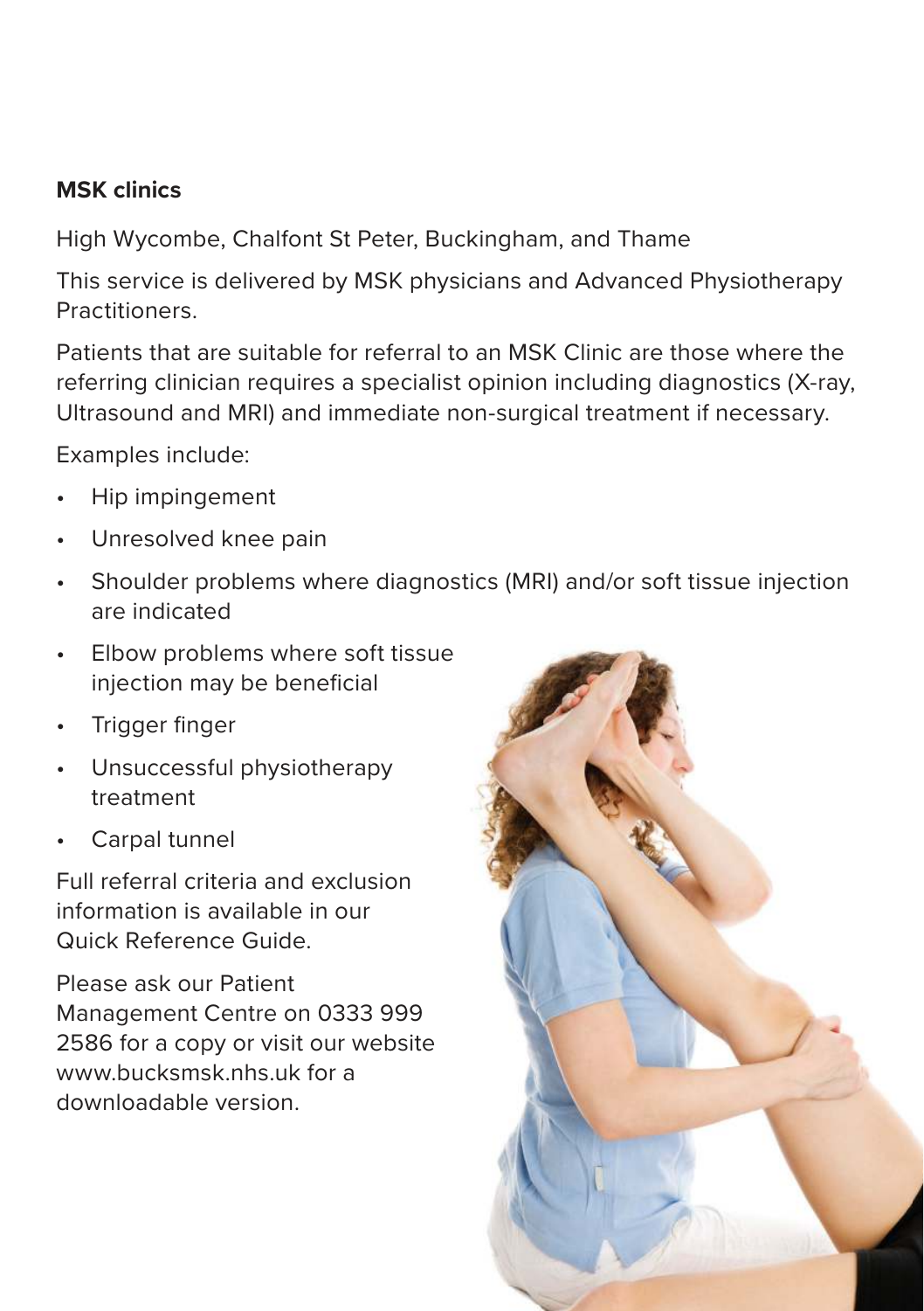**MSK clinics**

High Wycombe, Chalfont St Peter, Buckingham, and Thame

This service is delivered by MSK physicians and Advanced Physiotherapy Practitioners.

Patients that are suitable for referral to an MSK Clinic are those where the referring clinician requires a specialist opinion including diagnostics (X-ray, Ultrasound and MRI) and immediate non-surgical treatment if necessary.

Examples include:

- Hip impingement
- Unresolved knee pain
- Shoulder problems where diagnostics (MRI) and/or soft tissue injection are indicated
- Elbow problems where soft tissue injection may be beneficial
- Trigger finger
- Unsuccessful physiotherapy treatment
- Carpal tunnel

Full referral criteria and exclusion information is available in our Quick Reference Guide.

Please ask our Patient Management Centre on 0333 999 2586 for a copy or visit our website www.bucksmsk.nhs.uk for a downloadable version.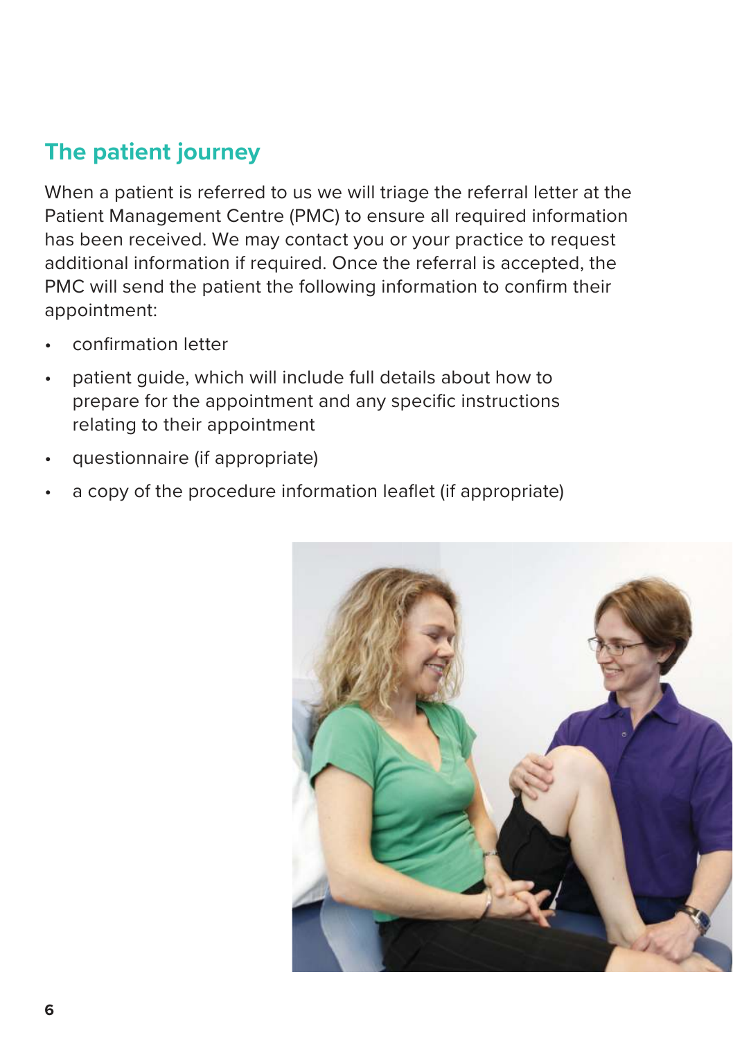## The patient journey

When a patient is referred to us we will triage the referral letter at the Patient Management Centre (PMC) to ensure all required information has been received. We may contact you or your practice to request additional information if required. Once the referral is accepted, the PMC will send the patient the following information to confirm their appointment:

- confirmation letter
- patient guide, which will include full details about how to prepare for the appointment and any specific instructions relating to their appointment
- questionnaire (if appropriate)
- a copy of the procedure information leaflet (if appropriate)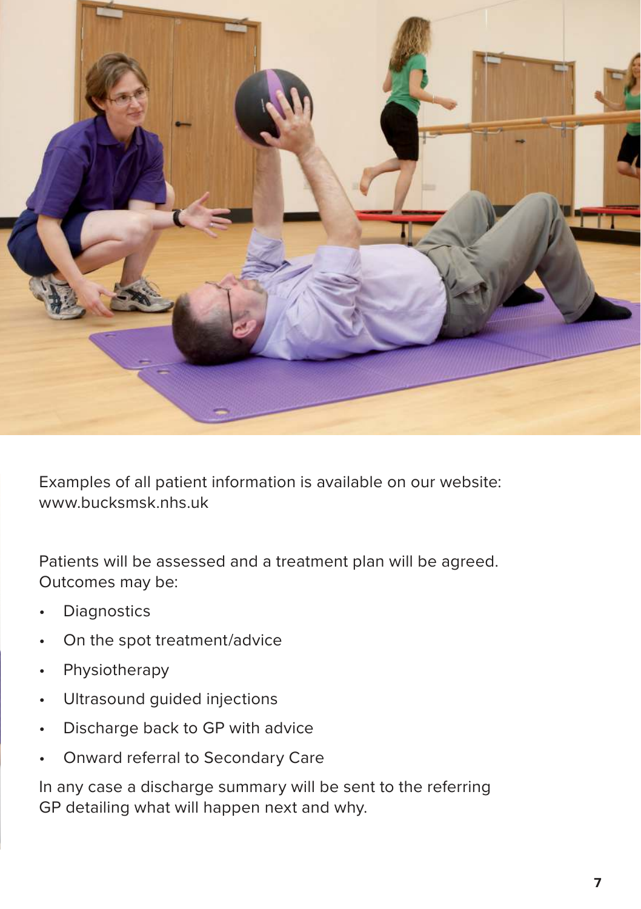Examples of all patient information is available on our website: www.bucksmsk.nhs.uk

Patients will be assessed and a treatment plan will be agreed. Outcomes may be:

- Diagnostics
- On the spot treatment/advice
- Physiotherapy
- Ultrasound guided injections
- Discharge back to GP with advice
- Onward referral to Secondary Care

In any case a discharge summary will be sent to the referring GP detailing what will happen next and why.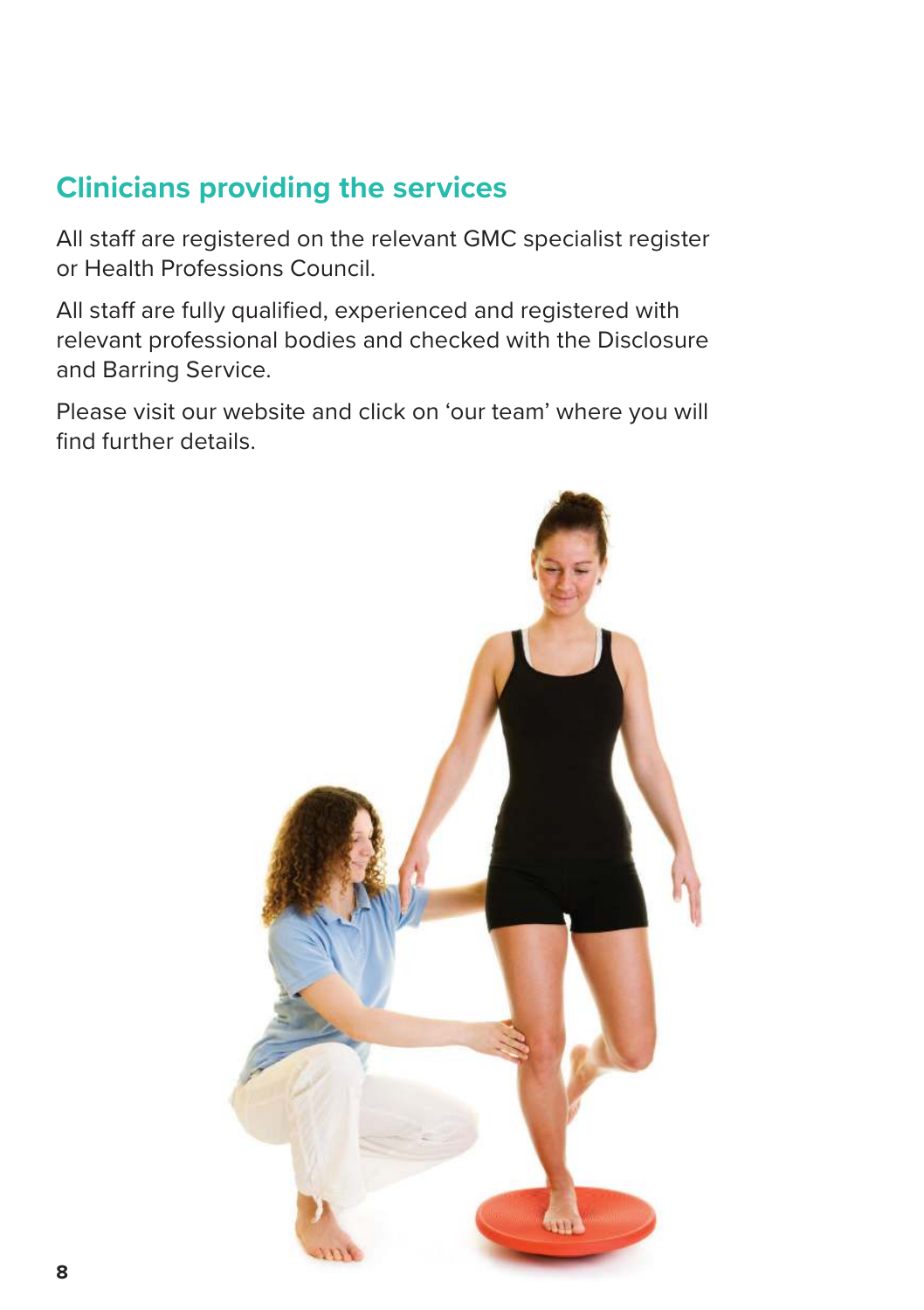## Clinicians providing the services

All staff are registered on the relevant GMC specialist register or Health Professions Council.

All staff are fully qualified, experienced and registered with relevant professional bodies and checked with the Disclosure and Barring Service.

Please visit our website and click on 'our team' where you will find further details.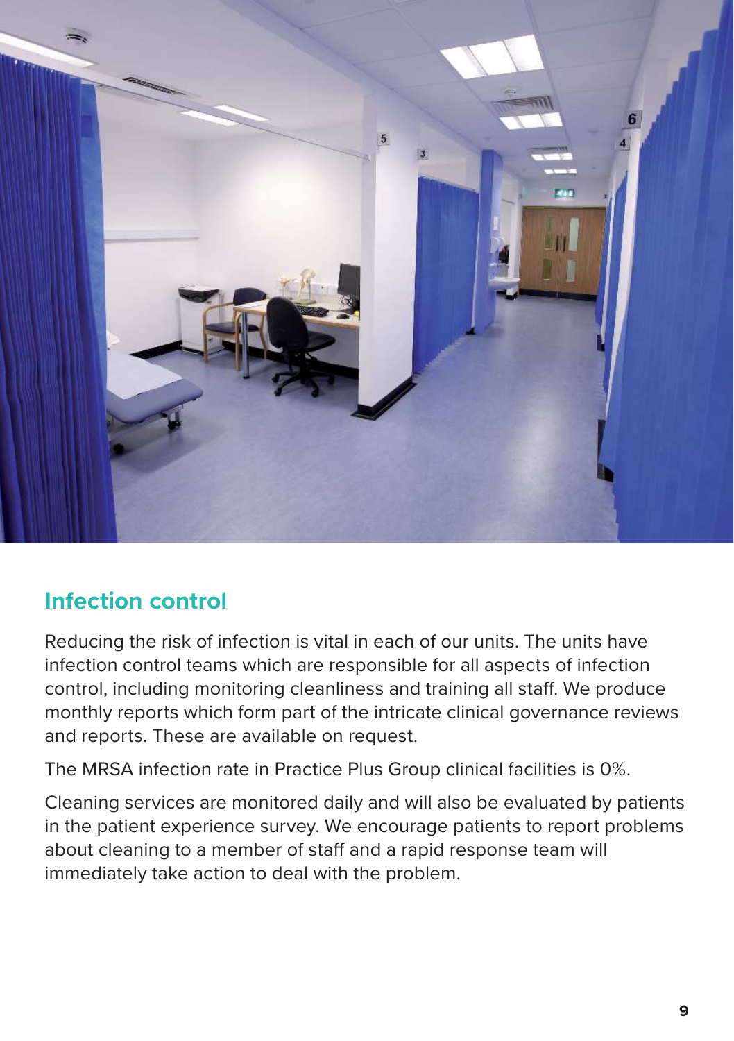## Infection control

Reducing the risk of infection is vital in each of our units. The units have infection control teams which are responsible for all aspects of infection control, including monitoring cleanliness and training all staff. We produce monthly reports which form part of the intricate clinical governance reviews and reports. These are available on request.

The MRSA infection rate in Practice Plus Group clinical facilities is 0%.

Cleaning services are monitored daily and will also be evaluated by patients in the patient experience survey. We encourage patients to report problems about cleaning to a member of staff and a rapid response team will immediately take action to deal with the problem.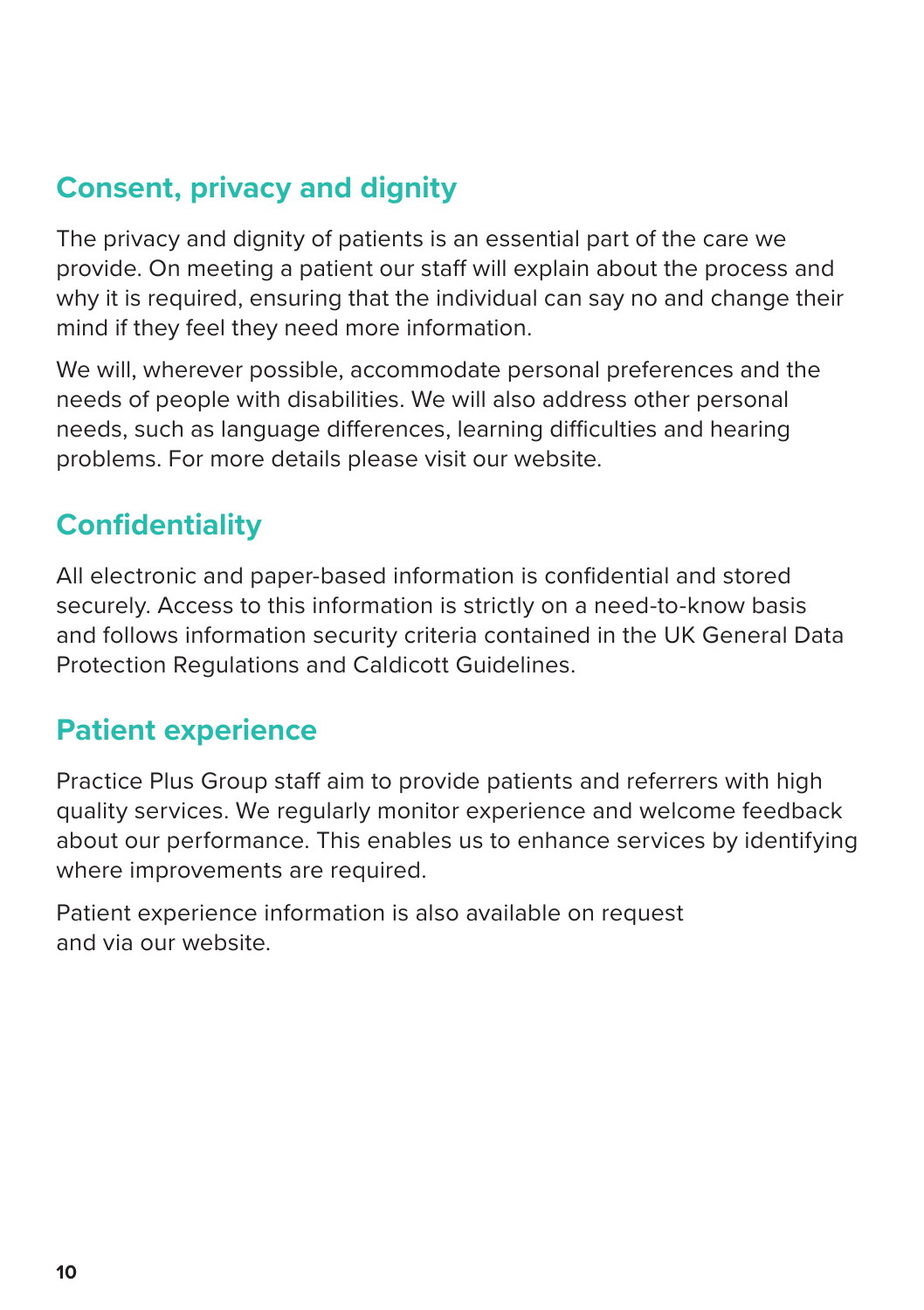## Consent, privacy and dignity

The privacy and dignity of patients is an essential part of the care we provide. On meeting a patient our staff will explain about the process and why it is required, ensuring that the individual can say no and change their mind if they feel they need more information.

We will, wherever possible, accommodate personal preferences and the needs of people with disabilities. We will also address other personal needs, such as language differences, learning difficulties and hearing problems. For more details please visit our website.

## Confidentiality

All electronic and paper-based information is confidential and stored securely. Access to this information is strictly on a need-to-know basis and follows information security criteria contained in the UK General Data Protection Regulations and Caldicott Guidelines.

## Patient experience

Practice Plus Group staff aim to provide patients and referrers with high quality services. We regularly monitor experience and welcome feedback about our performance. This enables us to enhance services by identifying where improvements are required.

Patient experience information is also available on request and via our website.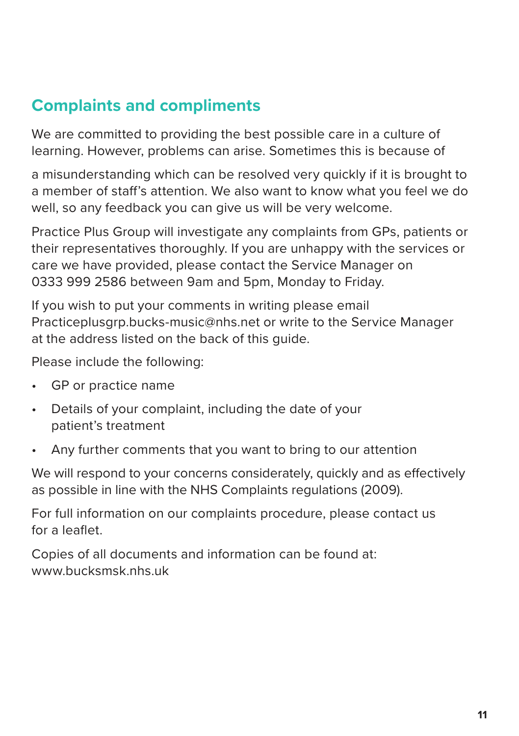## Complaints and compliments

We are committed to providing the best possible care in a culture of learning. However, problems can arise. Sometimes this is because of

a misunderstanding which can be resolved very quickly if it is brought to a member of staff's attention. We also want to know what you feel we do well, so any feedback you can give us will be very welcome.

Practice Plus Group will investigate any complaints from GPs, patients or their representatives thoroughly. If you are unhappy with the services or care we have provided, please contact the Service Manager on 0333 999 2586 between 9am and 5pm, Monday to Friday.

If you wish to put your comments in writing please email Practiceplusgrp.bucks-music@nhs.net or write to the Service Manager at the address listed on the back of this guide.

Please include the following:

- GP or practice name
- Details of your complaint, including the date of your patient's treatment
- Any further comments that you want to bring to our attention

We will respond to your concerns considerately, quickly and as effectively as possible in line with the NHS Complaints regulations (2009).

For full information on our complaints procedure, please contact us for a leaflet.

Copies of all documents and information can be found at: www.bucksmsk.nhs.uk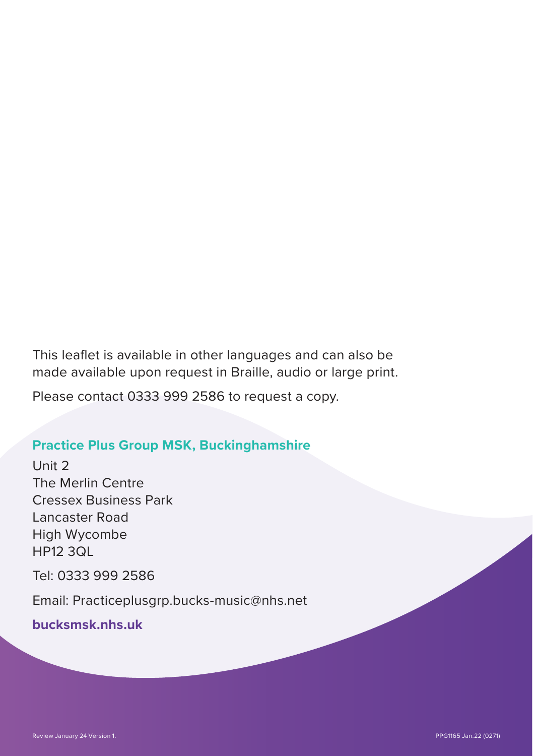This leaflet is available in other languages and can also be made available upon request in Braille, audio or large print.

Please contact 0333 999 2586 to request a copy.

## Practice Plus Group MSK, Buckinghamshire

Unit 2  
The Merlin Centre  
Cressex Business Park  
Lancaster Road  
High Wycombe  
HP12 3QL

Tel: 0333 999 2586

Email: Practiceplusgrp.bucks-music@nhs.net

**bucksmsk.nhs.uk**

Review January 24 Version 1.

PPG1165 Jan.22 (0271)